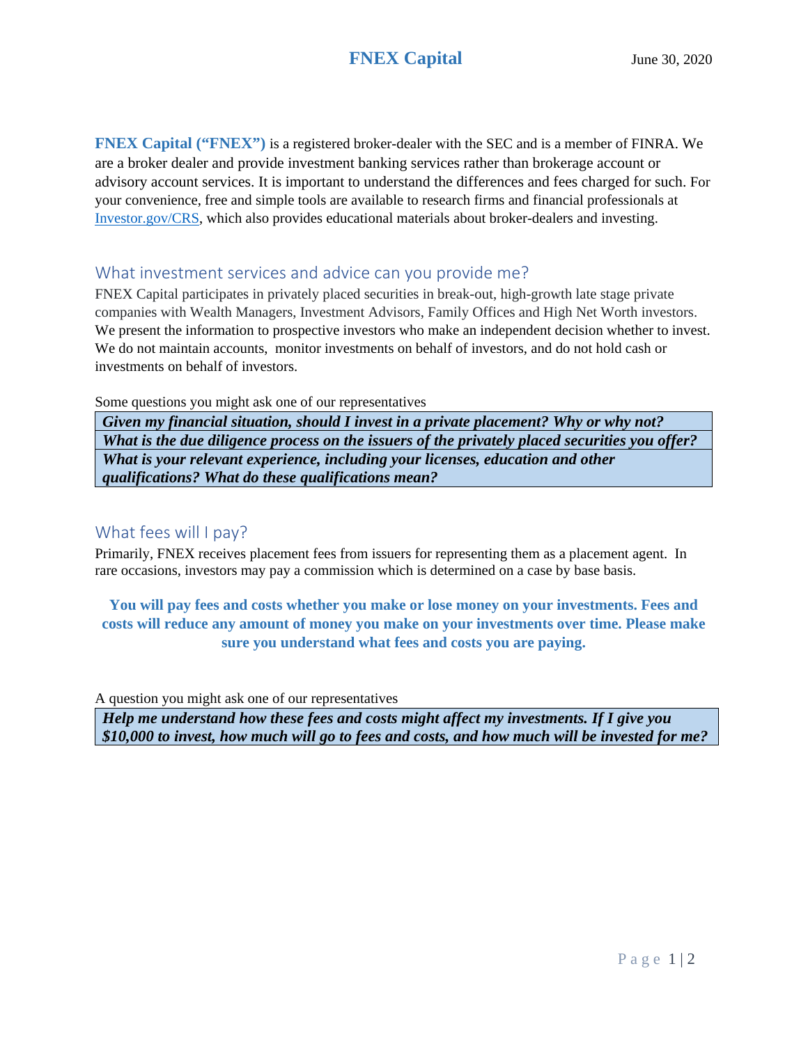# FNEX Capital

June 30, 2020

**FNEX Capital ("FNEX")** is a registered broker-dealer with the SEC and is a member of FINRA. We are a broker dealer and provide investment banking services rather than brokerage account or advisory account services. It is important to understand the differences and fees charged for such. For your convenience, free and simple tools are available to research firms and financial professionals at Investor.gov/CRS, which also provides educational materials about broker-dealers and investing.

## What investment services and advice can you provide me?

FNEX Capital participates in privately placed securities in break-out, high-growth late stage private companies with Wealth Managers, Investment Advisors, Family Offices and High Net Worth investors. We present the information to prospective investors who make an independent decision whether to invest. We do not maintain accounts, monitor investments on behalf of investors, and do not hold cash or investments on behalf of investors.

Some questions you might ask one of our representatives

| |
|---|
| ***Given my financial situation, should I invest in a private placement? Why or why not?*** |
| ***What is the due diligence process on the issuers of the privately placed securities you offer?*** |
| ***What is your relevant experience, including your licenses, education and other qualifications? What do these qualifications mean?*** |

## What fees will I pay?

Primarily, FNEX receives placement fees from issuers for representing them as a placement agent. In rare occasions, investors may pay a commission which is determined on a case by base basis.

**You will pay fees and costs whether you make or lose money on your investments. Fees and costs will reduce any amount of money you make on your investments over time. Please make sure you understand what fees and costs you are paying.**

A question you might ask one of our representatives

| |
|---|
| ***Help me understand how these fees and costs might affect my investments. If I give you $10,000 to invest, how much will go to fees and costs, and how much will be invested for me?*** |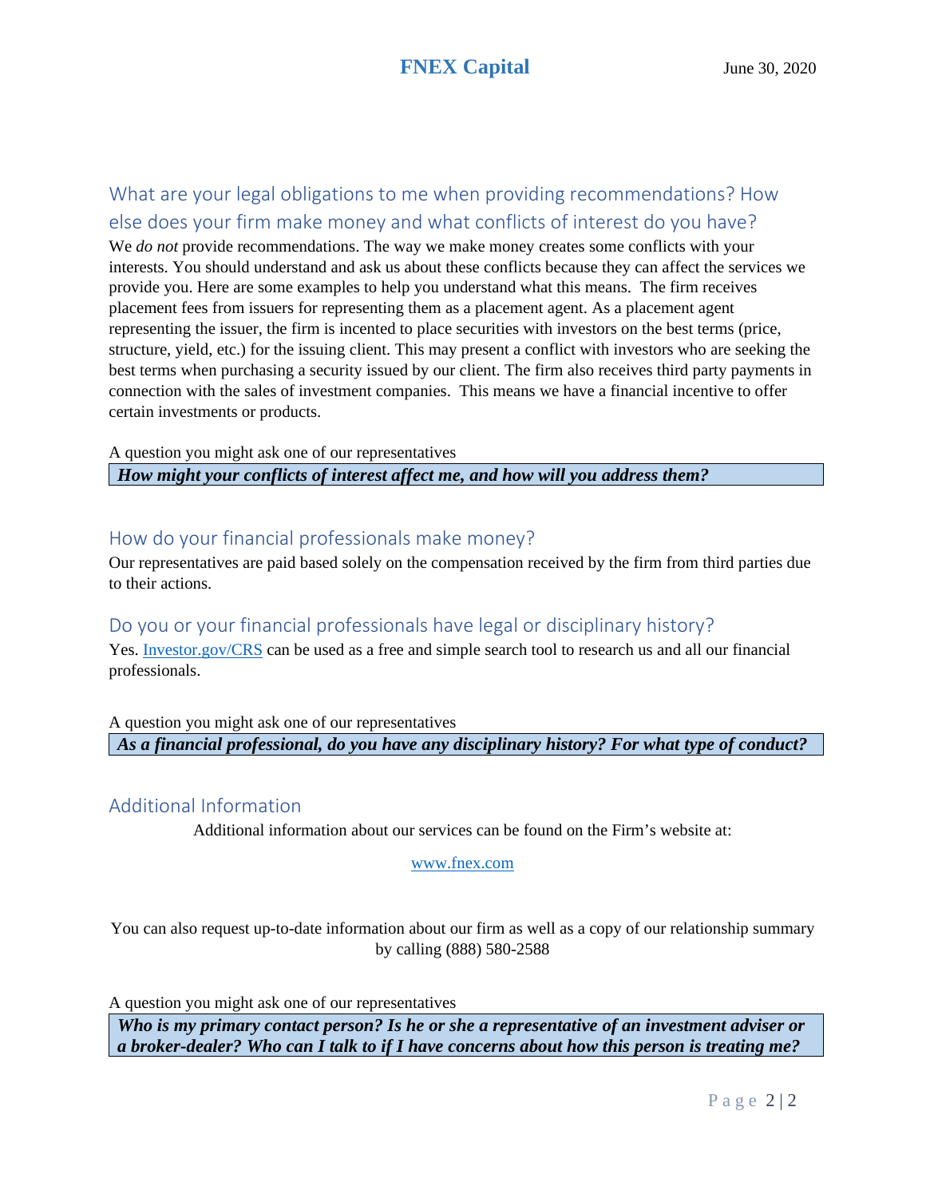## What are your legal obligations to me when providing recommendations? How else does your firm make money and what conflicts of interest do you have?

We *do not* provide recommendations. The way we make money creates some conflicts with your interests. You should understand and ask us about these conflicts because they can affect the services we provide you. Here are some examples to help you understand what this means. The firm receives placement fees from issuers for representing them as a placement agent. As a placement agent representing the issuer, the firm is incented to place securities with investors on the best terms (price, structure, yield, etc.) for the issuing client. This may present a conflict with investors who are seeking the best terms when purchasing a security issued by our client. The firm also receives third party payments in connection with the sales of investment companies. This means we have a financial incentive to offer certain investments or products.

A question you might ask one of our representatives

***How might your conflicts of interest affect me, and how will you address them?***

## How do your financial professionals make money?

Our representatives are paid based solely on the compensation received by the firm from third parties due to their actions.

## Do you or your financial professionals have legal or disciplinary history?

Yes. [Investor.gov/CRS](Investor.gov/CRS) can be used as a free and simple search tool to research us and all our financial professionals.

A question you might ask one of our representatives

***As a financial professional, do you have any disciplinary history? For what type of conduct?***

## Additional Information

Additional information about our services can be found on the Firm's website at:

[www.fnex.com](www.fnex.com)

You can also request up-to-date information about our firm as well as a copy of our relationship summary by calling (888) 580-2588

A question you might ask one of our representatives

***Who is my primary contact person? Is he or she a representative of an investment adviser or a broker-dealer? Who can I talk to if I have concerns about how this person is treating me?***